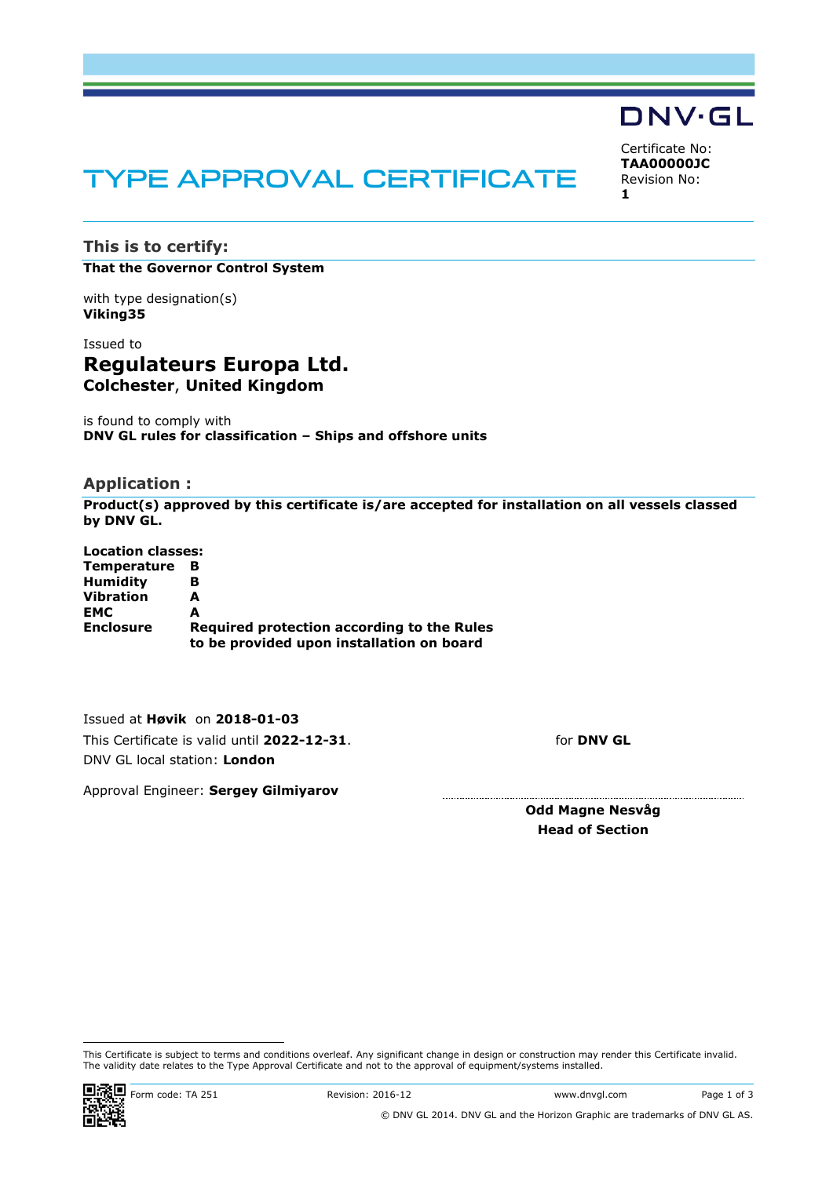DNV·GL

# TYPE APPROVAL CERTIFICATE

Certificate No:
**TAA00000JC**
Revision No:
**1**

## This is to certify:

**That the Governor Control System**

with type designation(s)
**Viking35**

Issued to
## Regulateurs Europa Ltd.
**Colchester, United Kingdom**

is found to comply with
**DNV GL rules for classification – Ships and offshore units**

## Application :

**Product(s) approved by this certificate is/are accepted for installation on all vessels classed by DNV GL.**

| **Location classes:** | |
|---|---|
| **Temperature** | **B** |
| **Humidity** | **B** |
| **Vibration** | **A** |
| **EMC** | **A** |
| **Enclosure** | **Required protection according to the Rules to be provided upon installation on board** |

Issued at **Høvik** on **2018-01-03**
This Certificate is valid until **2022-12-31**.
DNV GL local station: **London**

Approval Engineer: **Sergey Gilmiyarov**

for **DNV GL**

**Odd Magne Nesvåg**
**Head of Section**

This Certificate is subject to terms and conditions overleaf. Any significant change in design or construction may render this Certificate invalid. The validity date relates to the Type Approval Certificate and not to the approval of equipment/systems installed.

Form code: TA 251 Revision: 2016-12 www.dnvgl.com

© DNV GL 2014. DNV GL and the Horizon Graphic are trademarks of DNV GL AS.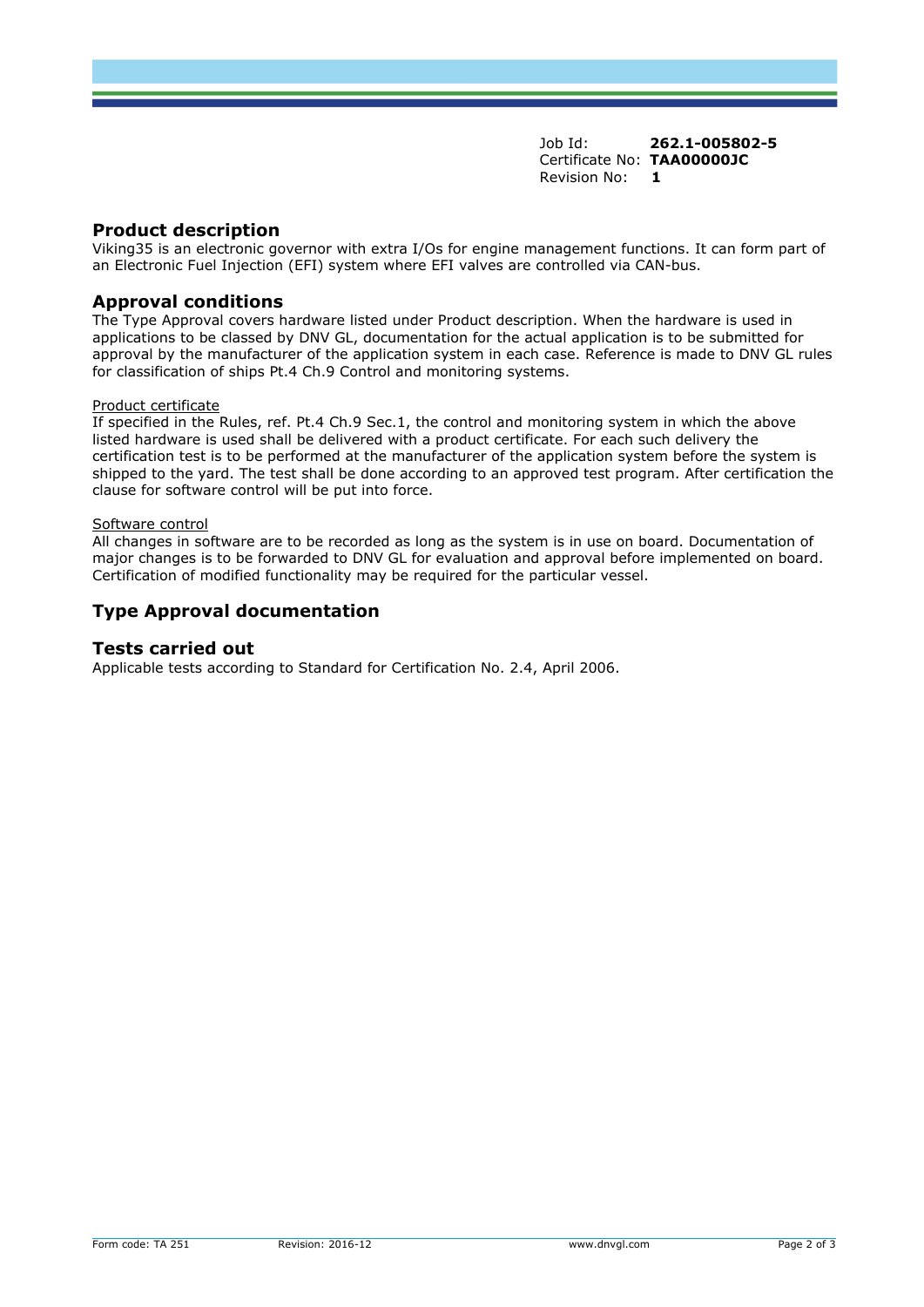Job Id: **262.1-005802-5**
Certificate No: **TAA00000JC**
Revision No: **1**

## Product description

Viking35 is an electronic governor with extra I/Os for engine management functions. It can form part of an Electronic Fuel Injection (EFI) system where EFI valves are controlled via CAN-bus.

## Approval conditions

The Type Approval covers hardware listed under Product description. When the hardware is used in applications to be classed by DNV GL, documentation for the actual application is to be submitted for approval by the manufacturer of the application system in each case. Reference is made to DNV GL rules for classification of ships Pt.4 Ch.9 Control and monitoring systems.

<u>Product certificate</u>

If specified in the Rules, ref. Pt.4 Ch.9 Sec.1, the control and monitoring system in which the above listed hardware is used shall be delivered with a product certificate. For each such delivery the certification test is to be performed at the manufacturer of the application system before the system is shipped to the yard. The test shall be done according to an approved test program. After certification the clause for software control will be put into force.

<u>Software control</u>

All changes in software are to be recorded as long as the system is in use on board. Documentation of major changes is to be forwarded to DNV GL for evaluation and approval before implemented on board. Certification of modified functionality may be required for the particular vessel.

## Type Approval documentation

## Tests carried out

Applicable tests according to Standard for Certification No. 2.4, April 2006.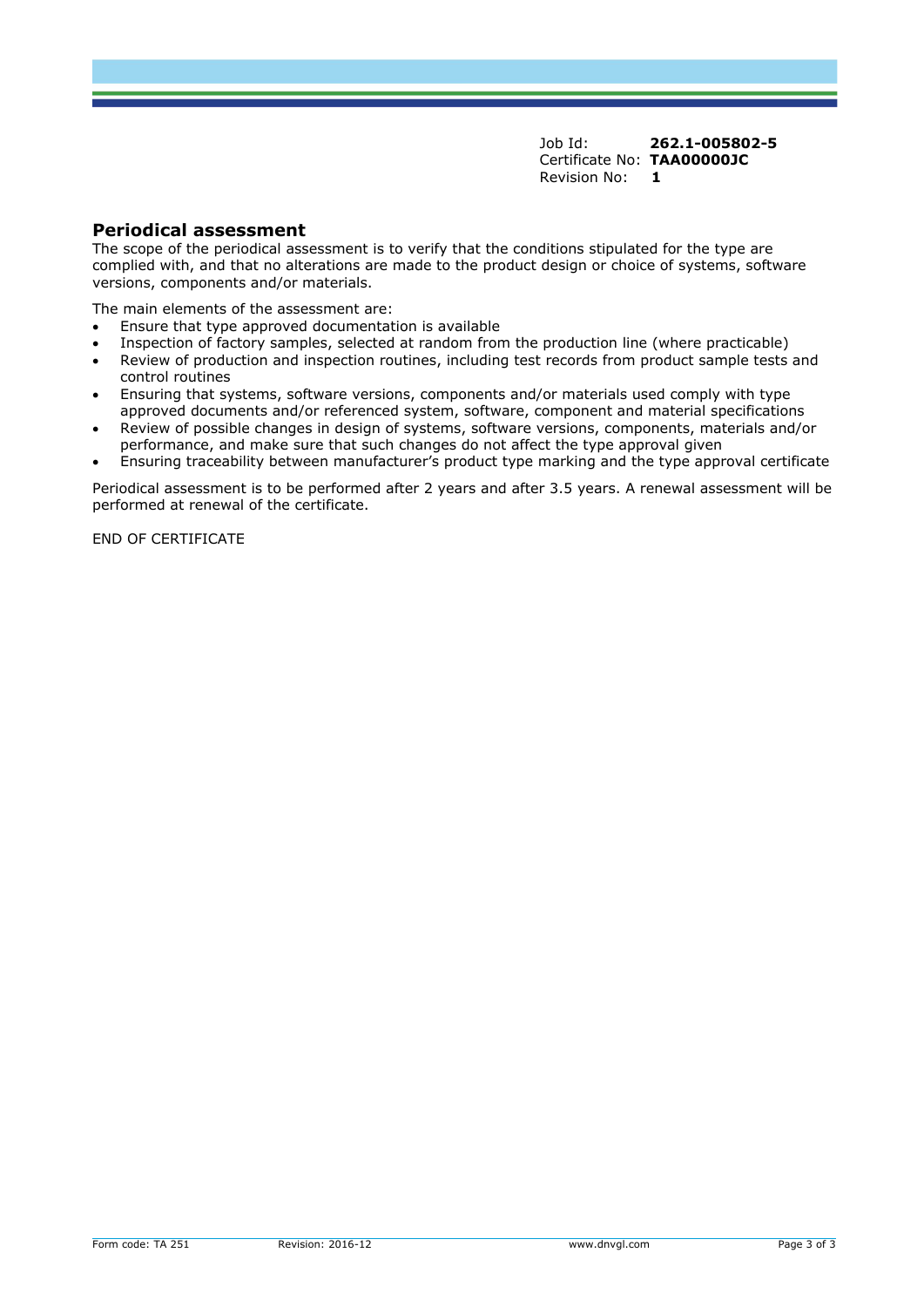Job Id: **262.1-005802-5**
Certificate No: **TAA00000JC**
Revision No: **1**

## Periodical assessment

The scope of the periodical assessment is to verify that the conditions stipulated for the type are complied with, and that no alterations are made to the product design or choice of systems, software versions, components and/or materials.

The main elements of the assessment are:

- Ensure that type approved documentation is available
- Inspection of factory samples, selected at random from the production line (where practicable)
- Review of production and inspection routines, including test records from product sample tests and control routines
- Ensuring that systems, software versions, components and/or materials used comply with type approved documents and/or referenced system, software, component and material specifications
- Review of possible changes in design of systems, software versions, components, materials and/or performance, and make sure that such changes do not affect the type approval given
- Ensuring traceability between manufacturer's product type marking and the type approval certificate

Periodical assessment is to be performed after 2 years and after 3.5 years. A renewal assessment will be performed at renewal of the certificate.

END OF CERTIFICATE